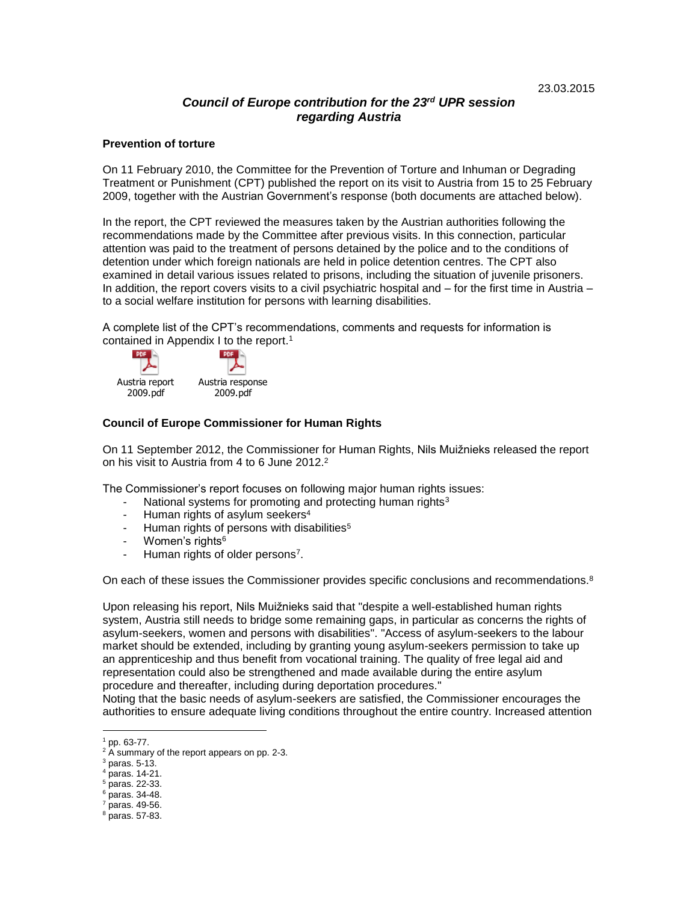23.03.2015

## *Council of Europe contribution for the 23rd UPR session regarding Austria*

### Prevention of torture

On 11 February 2010, the Committee for the Prevention of Torture and Inhuman or Degrading Treatment or Punishment (CPT) published the report on its visit to Austria from 15 to 25 February 2009, together with the Austrian Government's response (both documents are attached below).

In the report, the CPT reviewed the measures taken by the Austrian authorities following the recommendations made by the Committee after previous visits. In this connection, particular attention was paid to the treatment of persons detained by the police and to the conditions of detention under which foreign nationals are held in police detention centres. The CPT also examined in detail various issues related to prisons, including the situation of juvenile prisoners. In addition, the report covers visits to a civil psychiatric hospital and – for the first time in Austria – to a social welfare institution for persons with learning disabilities.

A complete list of the CPT's recommendations, comments and requests for information is contained in Appendix I to the report.[1]

Austria report 2009.pdf

Austria response 2009.pdf

### Council of Europe Commissioner for Human Rights

On 11 September 2012, the Commissioner for Human Rights, Nils Muižnieks released the report on his visit to Austria from 4 to 6 June 2012.[2]

The Commissioner's report focuses on following major human rights issues:

- National systems for promoting and protecting human rights[3]
- Human rights of asylum seekers[4]
- Human rights of persons with disabilities[5]
- Women's rights[6]
- Human rights of older persons[7].

On each of these issues the Commissioner provides specific conclusions and recommendations.[8]

Upon releasing his report, Nils Muižnieks said that "despite a well-established human rights system, Austria still needs to bridge some remaining gaps, in particular as concerns the rights of asylum-seekers, women and persons with disabilities". "Access of asylum-seekers to the labour market should be extended, including by granting young asylum-seekers permission to take up an apprenticeship and thus benefit from vocational training. The quality of free legal aid and representation could also be strengthened and made available during the entire asylum procedure and thereafter, including during deportation procedures."

Noting that the basic needs of asylum-seekers are satisfied, the Commissioner encourages the authorities to ensure adequate living conditions throughout the entire country. Increased attention

---

[1] pp. 63-77.

[2] A summary of the report appears on pp. 2-3.

[3] paras. 5-13.

[4] paras. 14-21.

[5] paras. 22-33.

[6] paras. 34-48.

[7] paras. 49-56.

[8] paras. 57-83.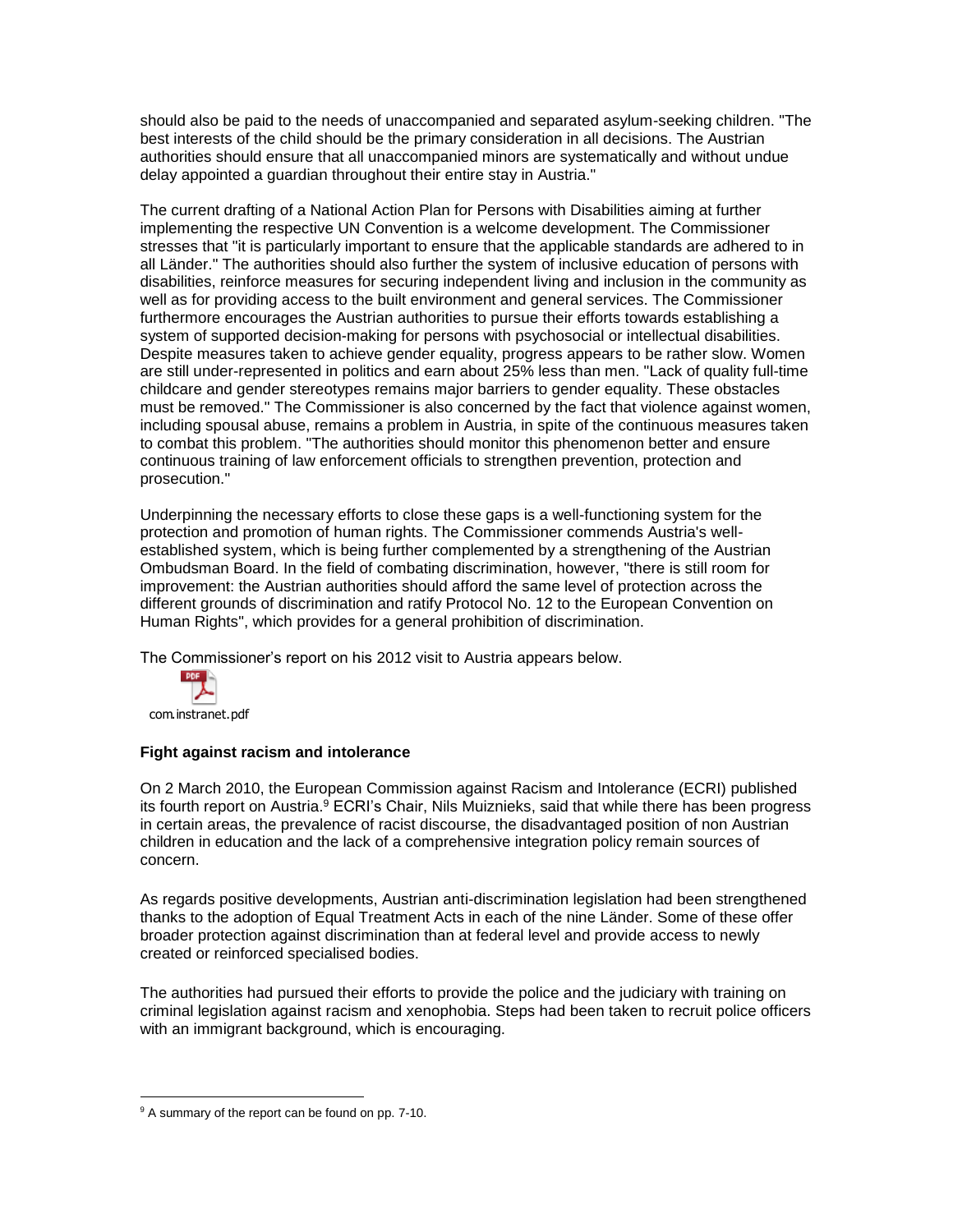should also be paid to the needs of unaccompanied and separated asylum-seeking children. "The best interests of the child should be the primary consideration in all decisions. The Austrian authorities should ensure that all unaccompanied minors are systematically and without undue delay appointed a guardian throughout their entire stay in Austria."

The current drafting of a National Action Plan for Persons with Disabilities aiming at further implementing the respective UN Convention is a welcome development. The Commissioner stresses that "it is particularly important to ensure that the applicable standards are adhered to in all Länder." The authorities should also further the system of inclusive education of persons with disabilities, reinforce measures for securing independent living and inclusion in the community as well as for providing access to the built environment and general services. The Commissioner furthermore encourages the Austrian authorities to pursue their efforts towards establishing a system of supported decision-making for persons with psychosocial or intellectual disabilities. Despite measures taken to achieve gender equality, progress appears to be rather slow. Women are still under-represented in politics and earn about 25% less than men. "Lack of quality full-time childcare and gender stereotypes remains major barriers to gender equality. These obstacles must be removed." The Commissioner is also concerned by the fact that violence against women, including spousal abuse, remains a problem in Austria, in spite of the continuous measures taken to combat this problem. "The authorities should monitor this phenomenon better and ensure continuous training of law enforcement officials to strengthen prevention, protection and prosecution."

Underpinning the necessary efforts to close these gaps is a well-functioning system for the protection and promotion of human rights. The Commissioner commends Austria's well-established system, which is being further complemented by a strengthening of the Austrian Ombudsman Board. In the field of combating discrimination, however, "there is still room for improvement: the Austrian authorities should afford the same level of protection across the different grounds of discrimination and ratify Protocol No. 12 to the European Convention on Human Rights", which provides for a general prohibition of discrimination.

The Commissioner's report on his 2012 visit to Austria appears below.

com.instranet.pdf

**Fight against racism and intolerance**

On 2 March 2010, the European Commission against Racism and Intolerance (ECRI) published its fourth report on Austria.[9] ECRI's Chair, Nils Muiznieks, said that while there has been progress in certain areas, the prevalence of racist discourse, the disadvantaged position of non Austrian children in education and the lack of a comprehensive integration policy remain sources of concern.

As regards positive developments, Austrian anti-discrimination legislation had been strengthened thanks to the adoption of Equal Treatment Acts in each of the nine Länder. Some of these offer broader protection against discrimination than at federal level and provide access to newly created or reinforced specialised bodies.

The authorities had pursued their efforts to provide the police and the judiciary with training on criminal legislation against racism and xenophobia. Steps had been taken to recruit police officers with an immigrant background, which is encouraging.

[9] A summary of the report can be found on pp. 7-10.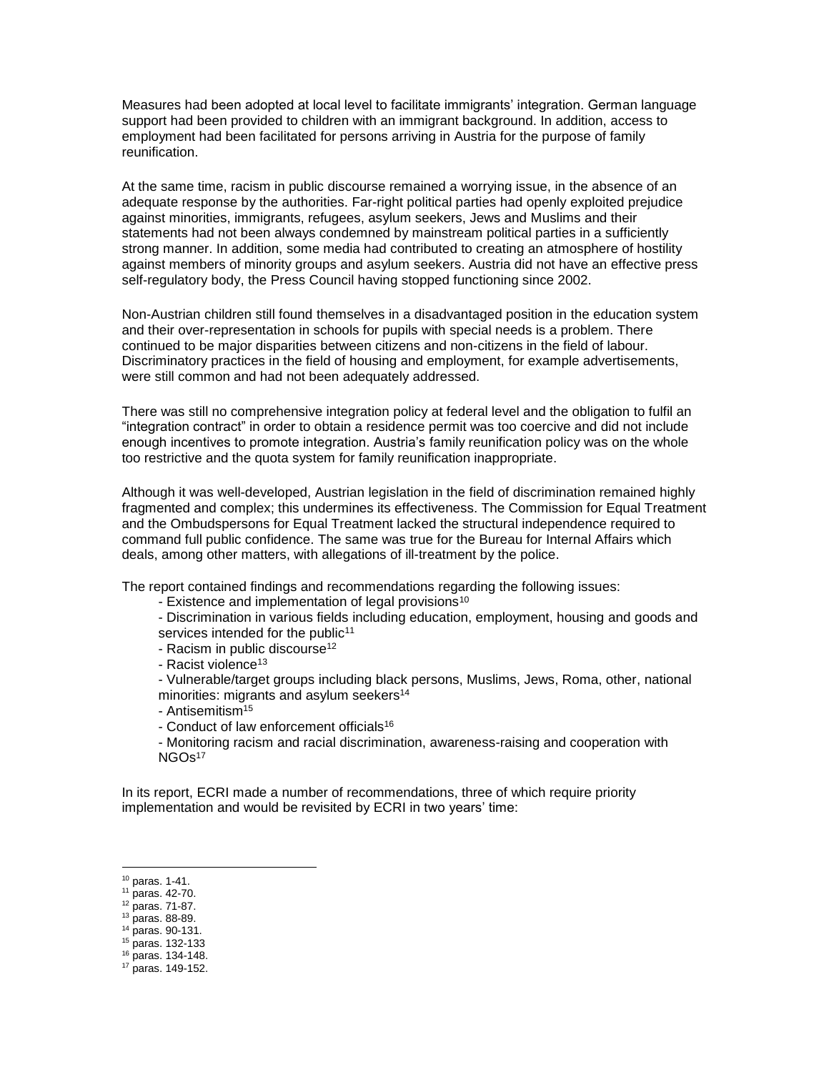Measures had been adopted at local level to facilitate immigrants' integration. German language support had been provided to children with an immigrant background. In addition, access to employment had been facilitated for persons arriving in Austria for the purpose of family reunification.

At the same time, racism in public discourse remained a worrying issue, in the absence of an adequate response by the authorities. Far-right political parties had openly exploited prejudice against minorities, immigrants, refugees, asylum seekers, Jews and Muslims and their statements had not been always condemned by mainstream political parties in a sufficiently strong manner. In addition, some media had contributed to creating an atmosphere of hostility against members of minority groups and asylum seekers. Austria did not have an effective press self-regulatory body, the Press Council having stopped functioning since 2002.

Non-Austrian children still found themselves in a disadvantaged position in the education system and their over-representation in schools for pupils with special needs is a problem. There continued to be major disparities between citizens and non-citizens in the field of labour. Discriminatory practices in the field of housing and employment, for example advertisements, were still common and had not been adequately addressed.

There was still no comprehensive integration policy at federal level and the obligation to fulfil an "integration contract" in order to obtain a residence permit was too coercive and did not include enough incentives to promote integration. Austria's family reunification policy was on the whole too restrictive and the quota system for family reunification inappropriate.

Although it was well-developed, Austrian legislation in the field of discrimination remained highly fragmented and complex; this undermines its effectiveness. The Commission for Equal Treatment and the Ombudspersons for Equal Treatment lacked the structural independence required to command full public confidence. The same was true for the Bureau for Internal Affairs which deals, among other matters, with allegations of ill-treatment by the police.

The report contained findings and recommendations regarding the following issues:

- Existence and implementation of legal provisions[10]
- Discrimination in various fields including education, employment, housing and goods and services intended for the public[11]
- Racism in public discourse[12]
- Racist violence[13]
- Vulnerable/target groups including black persons, Muslims, Jews, Roma, other, national minorities: migrants and asylum seekers[14]
- Antisemitism[15]
- Conduct of law enforcement officials[16]
- Monitoring racism and racial discrimination, awareness-raising and cooperation with NGOs[17]

In its report, ECRI made a number of recommendations, three of which require priority implementation and would be revisited by ECRI in two years' time:

[10] paras. 1-41.
[11] paras. 42-70.
[12] paras. 71-87.
[13] paras. 88-89.
[14] paras. 90-131.
[15] paras. 132-133
[16] paras. 134-148.
[17] paras. 149-152.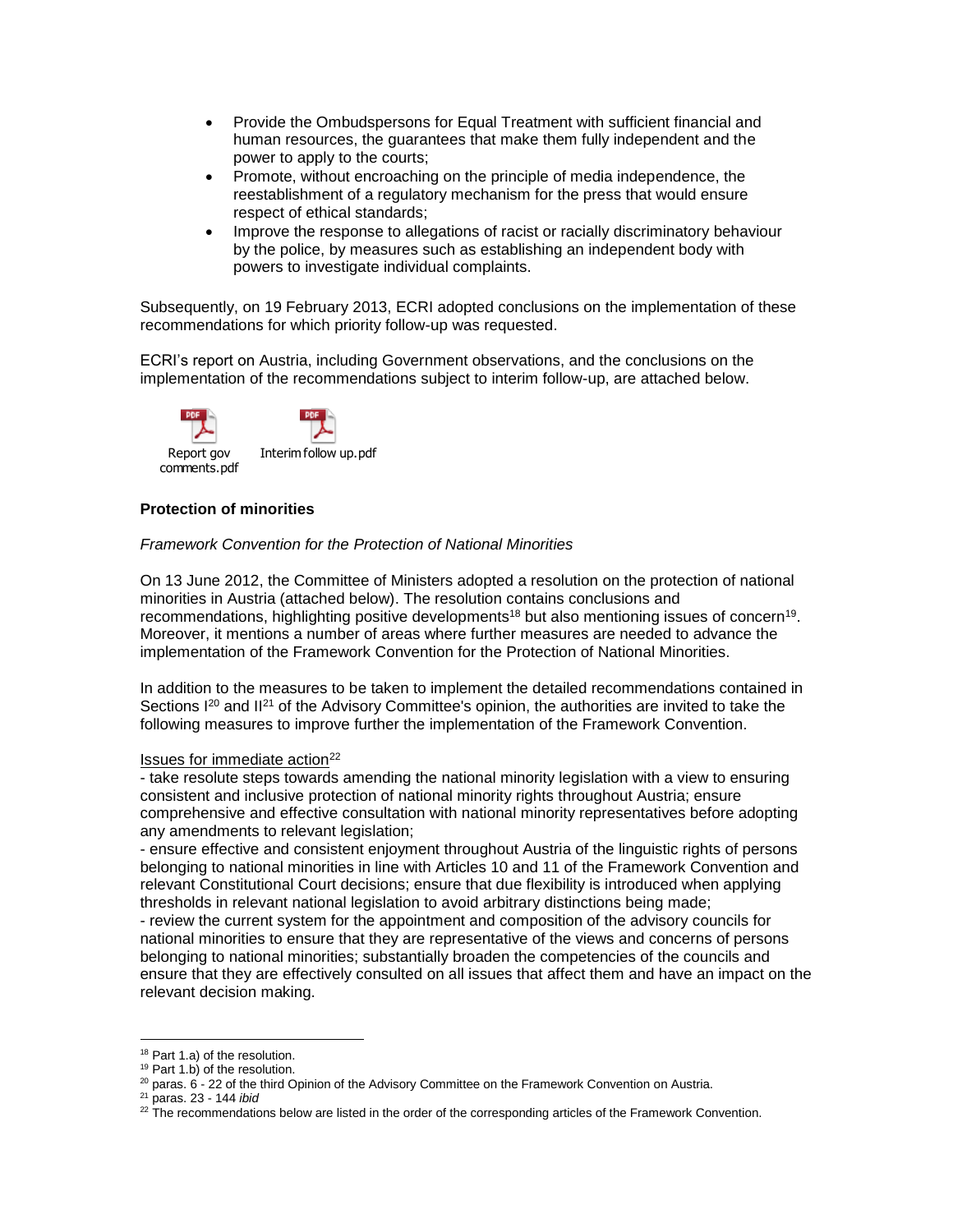- Provide the Ombudspersons for Equal Treatment with sufficient financial and human resources, the guarantees that make them fully independent and the power to apply to the courts;
- Promote, without encroaching on the principle of media independence, the reestablishment of a regulatory mechanism for the press that would ensure respect of ethical standards;
- Improve the response to allegations of racist or racially discriminatory behaviour by the police, by measures such as establishing an independent body with powers to investigate individual complaints.

Subsequently, on 19 February 2013, ECRI adopted conclusions on the implementation of these recommendations for which priority follow-up was requested.

ECRI's report on Austria, including Government observations, and the conclusions on the implementation of the recommendations subject to interim follow-up, are attached below.

Report gov comments.pdf

Interim follow up.pdf

**Protection of minorities**

*Framework Convention for the Protection of National Minorities*

On 13 June 2012, the Committee of Ministers adopted a resolution on the protection of national minorities in Austria (attached below). The resolution contains conclusions and recommendations, highlighting positive developments[18] but also mentioning issues of concern[19]. Moreover, it mentions a number of areas where further measures are needed to advance the implementation of the Framework Convention for the Protection of National Minorities.

In addition to the measures to be taken to implement the detailed recommendations contained in Sections I[20] and II[21] of the Advisory Committee's opinion, the authorities are invited to take the following measures to improve further the implementation of the Framework Convention.

Issues for immediate action[22]

- take resolute steps towards amending the national minority legislation with a view to ensuring consistent and inclusive protection of national minority rights throughout Austria; ensure comprehensive and effective consultation with national minority representatives before adopting any amendments to relevant legislation;
- ensure effective and consistent enjoyment throughout Austria of the linguistic rights of persons belonging to national minorities in line with Articles 10 and 11 of the Framework Convention and relevant Constitutional Court decisions; ensure that due flexibility is introduced when applying thresholds in relevant national legislation to avoid arbitrary distinctions being made;
- review the current system for the appointment and composition of the advisory councils for national minorities to ensure that they are representative of the views and concerns of persons belonging to national minorities; substantially broaden the competencies of the councils and ensure that they are effectively consulted on all issues that affect them and have an impact on the relevant decision making.

---

[18] Part 1.a) of the resolution.

[19] Part 1.b) of the resolution.

[20] paras. 6 - 22 of the third Opinion of the Advisory Committee on the Framework Convention on Austria.

[21] paras. 23 - 144 *ibid*

[22] The recommendations below are listed in the order of the corresponding articles of the Framework Convention.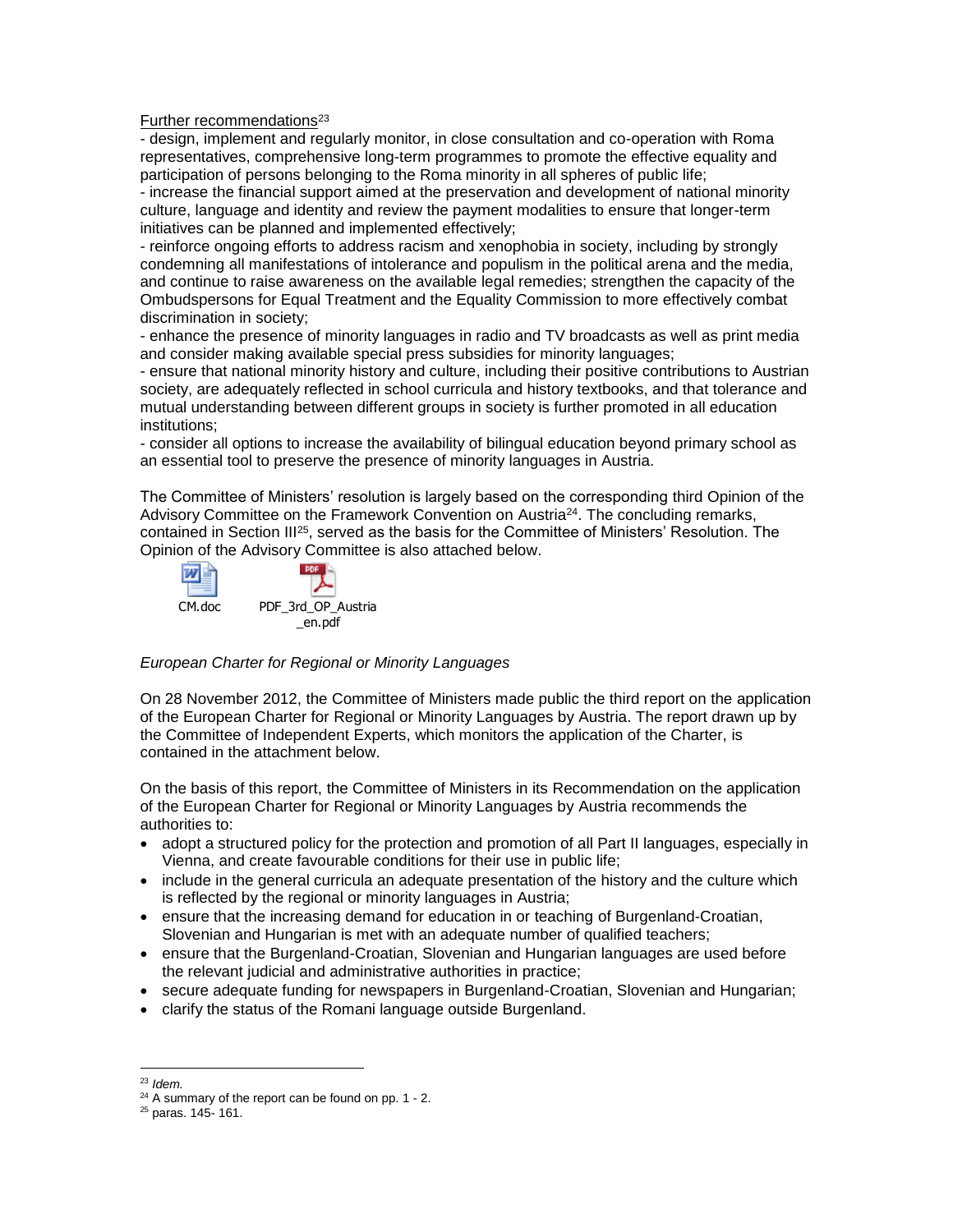Further recommendations[23]

- design, implement and regularly monitor, in close consultation and co-operation with Roma representatives, comprehensive long-term programmes to promote the effective equality and participation of persons belonging to the Roma minority in all spheres of public life;
- increase the financial support aimed at the preservation and development of national minority culture, language and identity and review the payment modalities to ensure that longer-term initiatives can be planned and implemented effectively;
- reinforce ongoing efforts to address racism and xenophobia in society, including by strongly condemning all manifestations of intolerance and populism in the political arena and the media, and continue to raise awareness on the available legal remedies; strengthen the capacity of the Ombudspersons for Equal Treatment and the Equality Commission to more effectively combat discrimination in society;
- enhance the presence of minority languages in radio and TV broadcasts as well as print media and consider making available special press subsidies for minority languages;
- ensure that national minority history and culture, including their positive contributions to Austrian society, are adequately reflected in school curricula and history textbooks, and that tolerance and mutual understanding between different groups in society is further promoted in all education institutions;
- consider all options to increase the availability of bilingual education beyond primary school as an essential tool to preserve the presence of minority languages in Austria.

The Committee of Ministers' resolution is largely based on the corresponding third Opinion of the Advisory Committee on the Framework Convention on Austria[24]. The concluding remarks, contained in Section III[25], served as the basis for the Committee of Ministers' Resolution. The Opinion of the Advisory Committee is also attached below.

CM.doc    PDF_3rd_OP_Austria_en.pdf

*European Charter for Regional or Minority Languages*

On 28 November 2012, the Committee of Ministers made public the third report on the application of the European Charter for Regional or Minority Languages by Austria. The report drawn up by the Committee of Independent Experts, which monitors the application of the Charter, is contained in the attachment below.

On the basis of this report, the Committee of Ministers in its Recommendation on the application of the European Charter for Regional or Minority Languages by Austria recommends the authorities to:

- adopt a structured policy for the protection and promotion of all Part II languages, especially in Vienna, and create favourable conditions for their use in public life;
- include in the general curricula an adequate presentation of the history and the culture which is reflected by the regional or minority languages in Austria;
- ensure that the increasing demand for education in or teaching of Burgenland-Croatian, Slovenian and Hungarian is met with an adequate number of qualified teachers;
- ensure that the Burgenland-Croatian, Slovenian and Hungarian languages are used before the relevant judicial and administrative authorities in practice;
- secure adequate funding for newspapers in Burgenland-Croatian, Slovenian and Hungarian;
- clarify the status of the Romani language outside Burgenland.

---

[23] *Idem.*

[24] A summary of the report can be found on pp. 1 - 2.

[25] paras. 145- 161.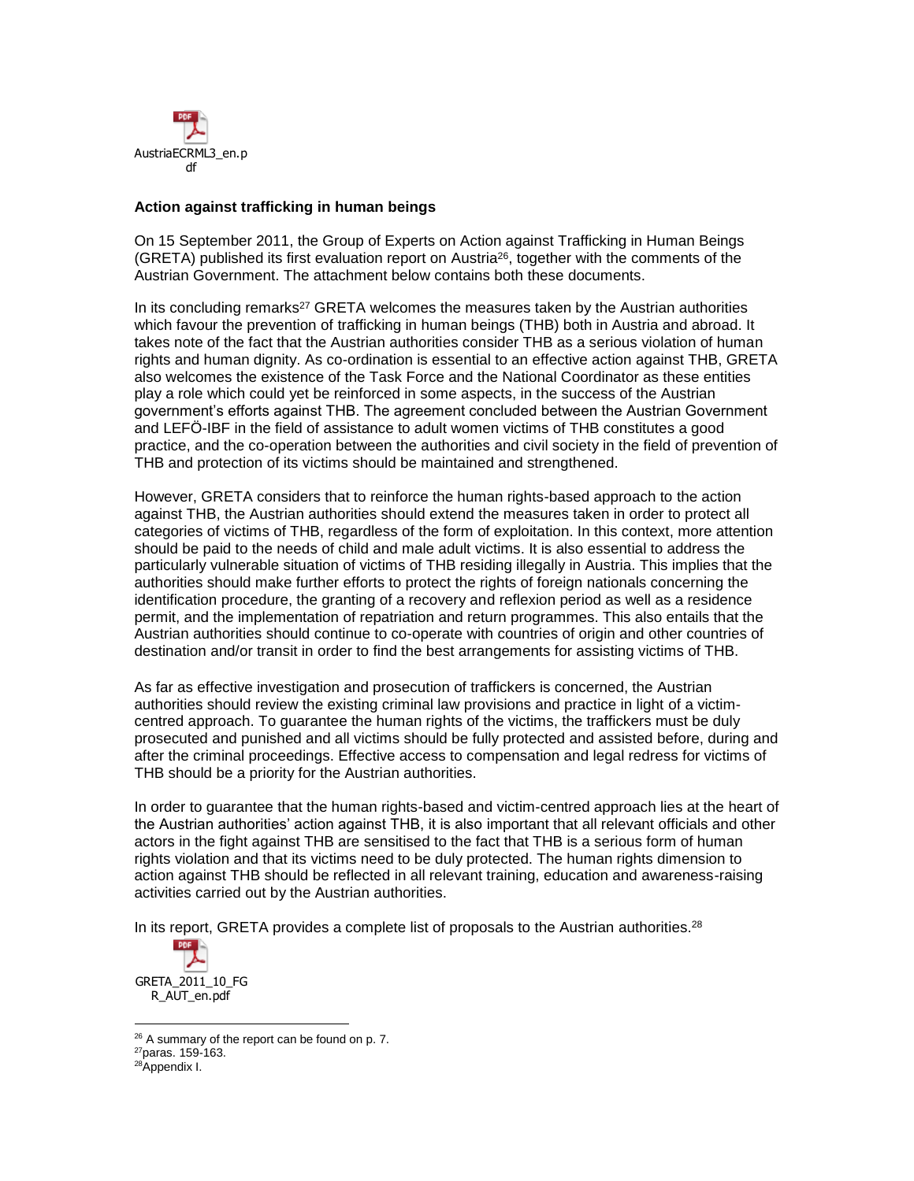AustriaECRML3_en.pdf

**Action against trafficking in human beings**

On 15 September 2011, the Group of Experts on Action against Trafficking in Human Beings (GRETA) published its first evaluation report on Austria[26], together with the comments of the Austrian Government. The attachment below contains both these documents.

In its concluding remarks[27] GRETA welcomes the measures taken by the Austrian authorities which favour the prevention of trafficking in human beings (THB) both in Austria and abroad. It takes note of the fact that the Austrian authorities consider THB as a serious violation of human rights and human dignity. As co-ordination is essential to an effective action against THB, GRETA also welcomes the existence of the Task Force and the National Coordinator as these entities play a role which could yet be reinforced in some aspects, in the success of the Austrian government's efforts against THB. The agreement concluded between the Austrian Government and LEFÖ-IBF in the field of assistance to adult women victims of THB constitutes a good practice, and the co-operation between the authorities and civil society in the field of prevention of THB and protection of its victims should be maintained and strengthened.

However, GRETA considers that to reinforce the human rights-based approach to the action against THB, the Austrian authorities should extend the measures taken in order to protect all categories of victims of THB, regardless of the form of exploitation. In this context, more attention should be paid to the needs of child and male adult victims. It is also essential to address the particularly vulnerable situation of victims of THB residing illegally in Austria. This implies that the authorities should make further efforts to protect the rights of foreign nationals concerning the identification procedure, the granting of a recovery and reflexion period as well as a residence permit, and the implementation of repatriation and return programmes. This also entails that the Austrian authorities should continue to co-operate with countries of origin and other countries of destination and/or transit in order to find the best arrangements for assisting victims of THB.

As far as effective investigation and prosecution of traffickers is concerned, the Austrian authorities should review the existing criminal law provisions and practice in light of a victim-centred approach. To guarantee the human rights of the victims, the traffickers must be duly prosecuted and punished and all victims should be fully protected and assisted before, during and after the criminal proceedings. Effective access to compensation and legal redress for victims of THB should be a priority for the Austrian authorities.

In order to guarantee that the human rights-based and victim-centred approach lies at the heart of the Austrian authorities' action against THB, it is also important that all relevant officials and other actors in the fight against THB are sensitised to the fact that THB is a serious form of human rights violation and that its victims need to be duly protected. The human rights dimension to action against THB should be reflected in all relevant training, education and awareness-raising activities carried out by the Austrian authorities.

In its report, GRETA provides a complete list of proposals to the Austrian authorities.[28]

GRETA_2011_10_FGR_AUT_en.pdf

---

[26] A summary of the report can be found on p. 7.

[27] paras. 159-163.

[28] Appendix I.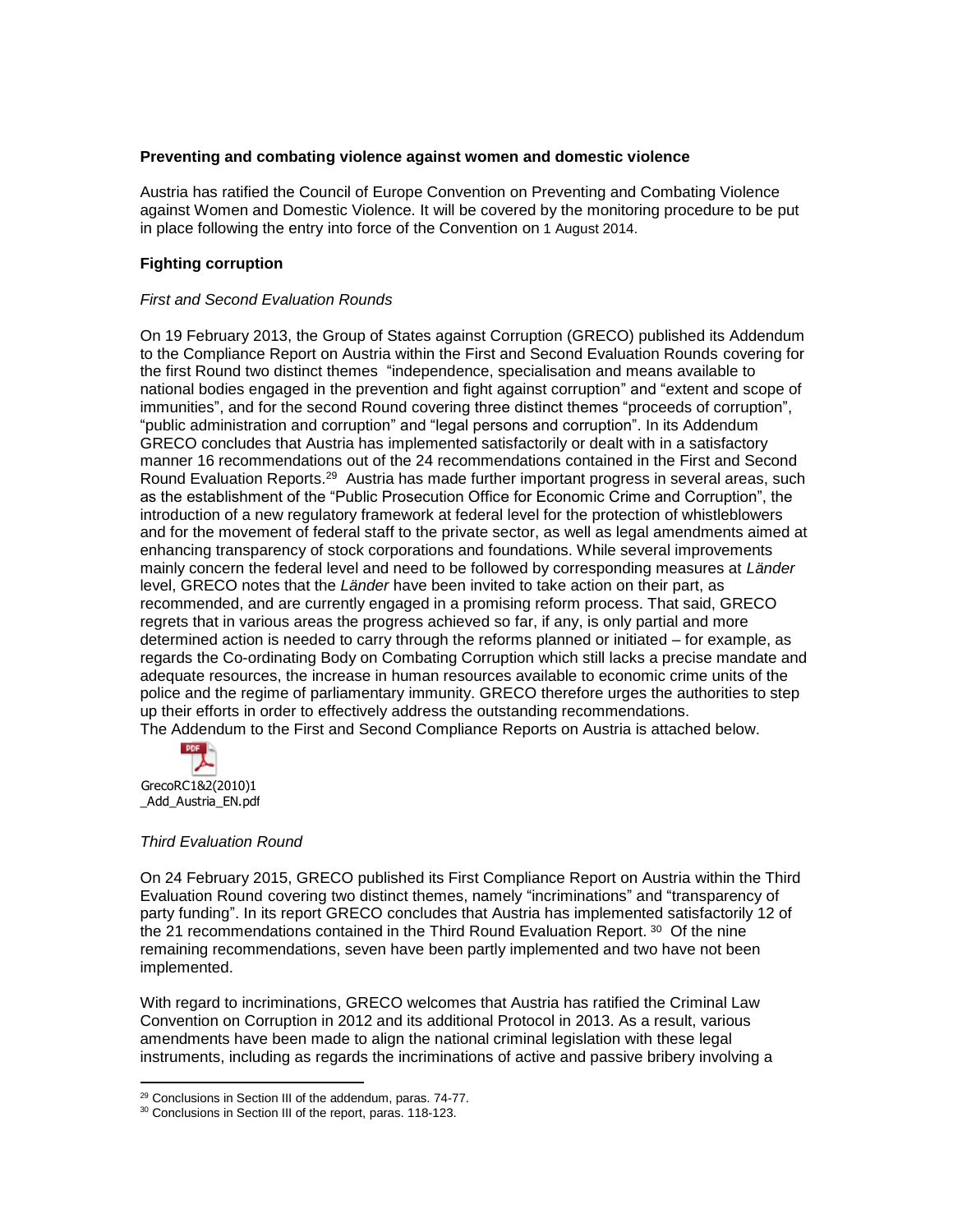**Preventing and combating violence against women and domestic violence**

Austria has ratified the Council of Europe Convention on Preventing and Combating Violence against Women and Domestic Violence. It will be covered by the monitoring procedure to be put in place following the entry into force of the Convention on 1 August 2014.

**Fighting corruption**

*First and Second Evaluation Rounds*

On 19 February 2013, the Group of States against Corruption (GRECO) published its Addendum to the Compliance Report on Austria within the First and Second Evaluation Rounds covering for the first Round two distinct themes "independence, specialisation and means available to national bodies engaged in the prevention and fight against corruption" and "extent and scope of immunities", and for the second Round covering three distinct themes "proceeds of corruption", "public administration and corruption" and "legal persons and corruption". In its Addendum GRECO concludes that Austria has implemented satisfactorily or dealt with in a satisfactory manner 16 recommendations out of the 24 recommendations contained in the First and Second Round Evaluation Reports.[29] Austria has made further important progress in several areas, such as the establishment of the "Public Prosecution Office for Economic Crime and Corruption", the introduction of a new regulatory framework at federal level for the protection of whistleblowers and for the movement of federal staff to the private sector, as well as legal amendments aimed at enhancing transparency of stock corporations and foundations. While several improvements mainly concern the federal level and need to be followed by corresponding measures at *Länder* level, GRECO notes that the *Länder* have been invited to take action on their part, as recommended, and are currently engaged in a promising reform process. That said, GRECO regrets that in various areas the progress achieved so far, if any, is only partial and more determined action is needed to carry through the reforms planned or initiated – for example, as regards the Co-ordinating Body on Combating Corruption which still lacks a precise mandate and adequate resources, the increase in human resources available to economic crime units of the police and the regime of parliamentary immunity. GRECO therefore urges the authorities to step up their efforts in order to effectively address the outstanding recommendations.
The Addendum to the First and Second Compliance Reports on Austria is attached below.

GrecoRC1&2(2010)1_Add_Austria_EN.pdf

*Third Evaluation Round*

On 24 February 2015, GRECO published its First Compliance Report on Austria within the Third Evaluation Round covering two distinct themes, namely "incriminations" and "transparency of party funding". In its report GRECO concludes that Austria has implemented satisfactorily 12 of the 21 recommendations contained in the Third Round Evaluation Report.[30] Of the nine remaining recommendations, seven have been partly implemented and two have not been implemented.

With regard to incriminations, GRECO welcomes that Austria has ratified the Criminal Law Convention on Corruption in 2012 and its additional Protocol in 2013. As a result, various amendments have been made to align the national criminal legislation with these legal instruments, including as regards the incriminations of active and passive bribery involving a

[29] Conclusions in Section III of the addendum, paras. 74-77.

[30] Conclusions in Section III of the report, paras. 118-123.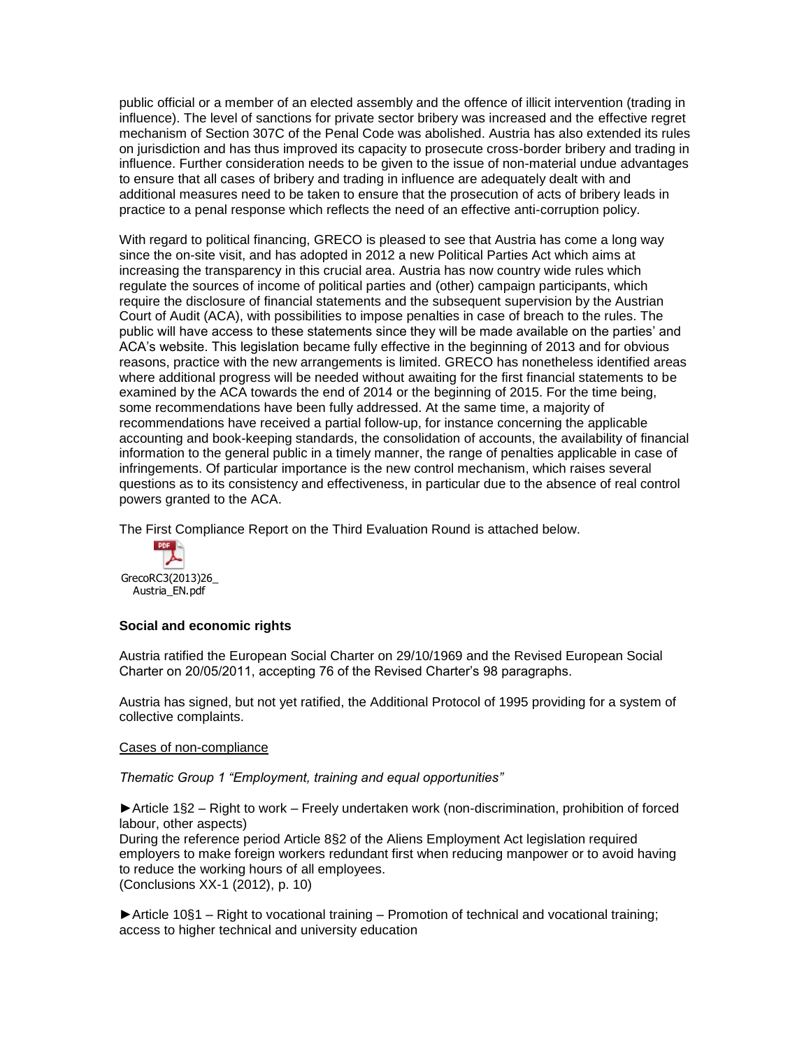public official or a member of an elected assembly and the offence of illicit intervention (trading in influence). The level of sanctions for private sector bribery was increased and the effective regret mechanism of Section 307C of the Penal Code was abolished. Austria has also extended its rules on jurisdiction and has thus improved its capacity to prosecute cross-border bribery and trading in influence. Further consideration needs to be given to the issue of non-material undue advantages to ensure that all cases of bribery and trading in influence are adequately dealt with and additional measures need to be taken to ensure that the prosecution of acts of bribery leads in practice to a penal response which reflects the need of an effective anti-corruption policy.

With regard to political financing, GRECO is pleased to see that Austria has come a long way since the on-site visit, and has adopted in 2012 a new Political Parties Act which aims at increasing the transparency in this crucial area. Austria has now country wide rules which regulate the sources of income of political parties and (other) campaign participants, which require the disclosure of financial statements and the subsequent supervision by the Austrian Court of Audit (ACA), with possibilities to impose penalties in case of breach to the rules. The public will have access to these statements since they will be made available on the parties' and ACA's website. This legislation became fully effective in the beginning of 2013 and for obvious reasons, practice with the new arrangements is limited. GRECO has nonetheless identified areas where additional progress will be needed without awaiting for the first financial statements to be examined by the ACA towards the end of 2014 or the beginning of 2015. For the time being, some recommendations have been fully addressed. At the same time, a majority of recommendations have received a partial follow-up, for instance concerning the applicable accounting and book-keeping standards, the consolidation of accounts, the availability of financial information to the general public in a timely manner, the range of penalties applicable in case of infringements. Of particular importance is the new control mechanism, which raises several questions as to its consistency and effectiveness, in particular due to the absence of real control powers granted to the ACA.

The First Compliance Report on the Third Evaluation Round is attached below.

GrecoRC3(2013)26_Austria_EN.pdf

**Social and economic rights**

Austria ratified the European Social Charter on 29/10/1969 and the Revised European Social Charter on 20/05/2011, accepting 76 of the Revised Charter's 98 paragraphs.

Austria has signed, but not yet ratified, the Additional Protocol of 1995 providing for a system of collective complaints.

Cases of non-compliance

*Thematic Group 1 "Employment, training and equal opportunities"*

►Article 1§2 – Right to work – Freely undertaken work (non-discrimination, prohibition of forced labour, other aspects)
During the reference period Article 8§2 of the Aliens Employment Act legislation required employers to make foreign workers redundant first when reducing manpower or to avoid having to reduce the working hours of all employees.
(Conclusions XX-1 (2012), p. 10)

►Article 10§1 – Right to vocational training – Promotion of technical and vocational training; access to higher technical and university education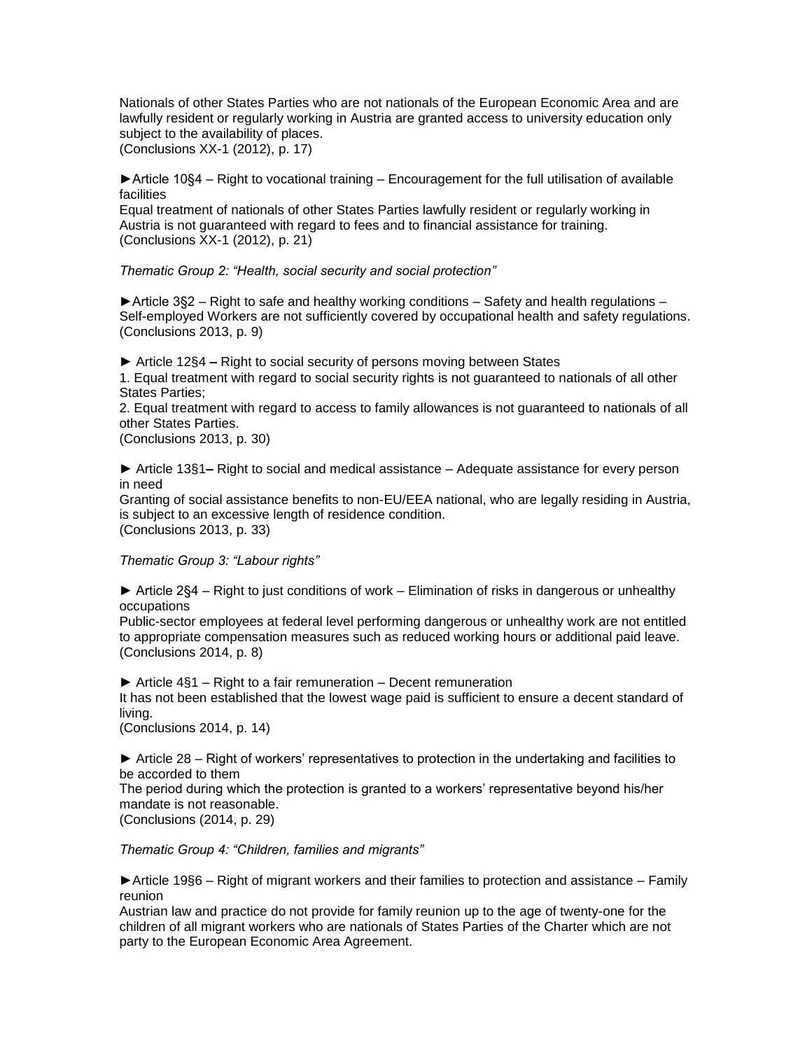Nationals of other States Parties who are not nationals of the European Economic Area and are lawfully resident or regularly working in Austria are granted access to university education only subject to the availability of places.
(Conclusions XX-1 (2012), p. 17)

►Article 10§4 – Right to vocational training – Encouragement for the full utilisation of available facilities
Equal treatment of nationals of other States Parties lawfully resident or regularly working in Austria is not guaranteed with regard to fees and to financial assistance for training.
(Conclusions XX-1 (2012), p. 21)

*Thematic Group 2: "Health, social security and social protection"*

►Article 3§2 – Right to safe and healthy working conditions – Safety and health regulations – Self-employed Workers are not sufficiently covered by occupational health and safety regulations.
(Conclusions 2013, p. 9)

► Article 12§4 **–** Right to social security of persons moving between States
1. Equal treatment with regard to social security rights is not guaranteed to nationals of all other States Parties;
2. Equal treatment with regard to access to family allowances is not guaranteed to nationals of all other States Parties.
(Conclusions 2013, p. 30)

► Article 13§1**–** Right to social and medical assistance – Adequate assistance for every person in need
Granting of social assistance benefits to non-EU/EEA national, who are legally residing in Austria, is subject to an excessive length of residence condition.
(Conclusions 2013, p. 33)

*Thematic Group 3: "Labour rights"*

► Article 2§4 – Right to just conditions of work – Elimination of risks in dangerous or unhealthy occupations
Public-sector employees at federal level performing dangerous or unhealthy work are not entitled to appropriate compensation measures such as reduced working hours or additional paid leave.
(Conclusions 2014, p. 8)

► Article 4§1 – Right to a fair remuneration – Decent remuneration
It has not been established that the lowest wage paid is sufficient to ensure a decent standard of living.
(Conclusions 2014, p. 14)

► Article 28 – Right of workers' representatives to protection in the undertaking and facilities to be accorded to them
The period during which the protection is granted to a workers' representative beyond his/her mandate is not reasonable.
(Conclusions (2014, p. 29)

*Thematic Group 4: "Children, families and migrants"*

►Article 19§6 – Right of migrant workers and their families to protection and assistance – Family reunion
Austrian law and practice do not provide for family reunion up to the age of twenty-one for the children of all migrant workers who are nationals of States Parties of the Charter which are not party to the European Economic Area Agreement.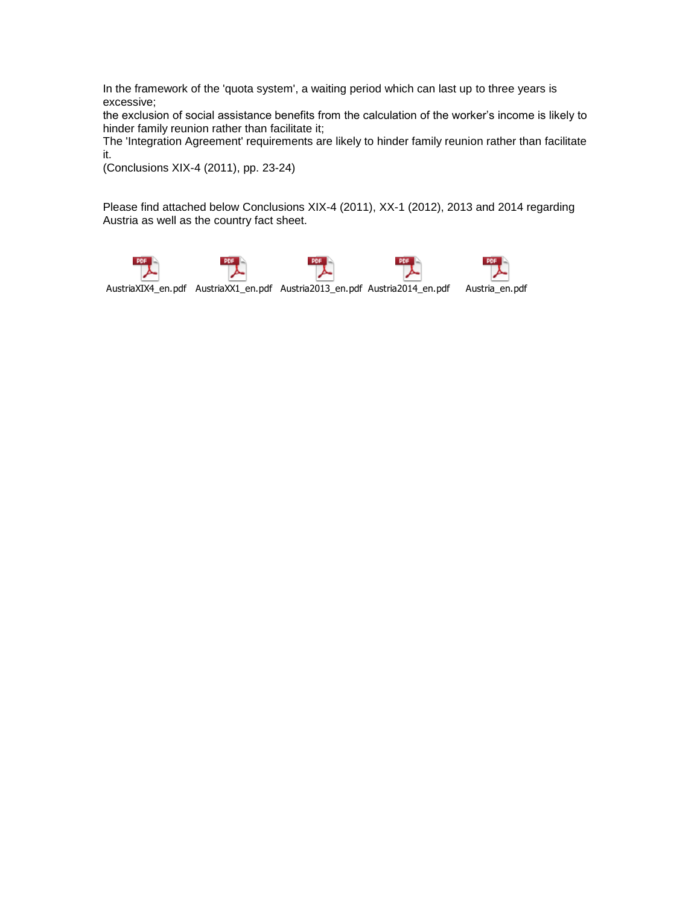In the framework of the 'quota system', a waiting period which can last up to three years is excessive;

the exclusion of social assistance benefits from the calculation of the worker's income is likely to hinder family reunion rather than facilitate it;

The 'Integration Agreement' requirements are likely to hinder family reunion rather than facilitate it.

(Conclusions XIX-4 (2011), pp. 23-24)

Please find attached below Conclusions XIX-4 (2011), XX-1 (2012), 2013 and 2014 regarding Austria as well as the country fact sheet.

AustriaXIX4_en.pdf AustriaXX1_en.pdf Austria2013_en.pdf Austria2014_en.pdf Austria_en.pdf